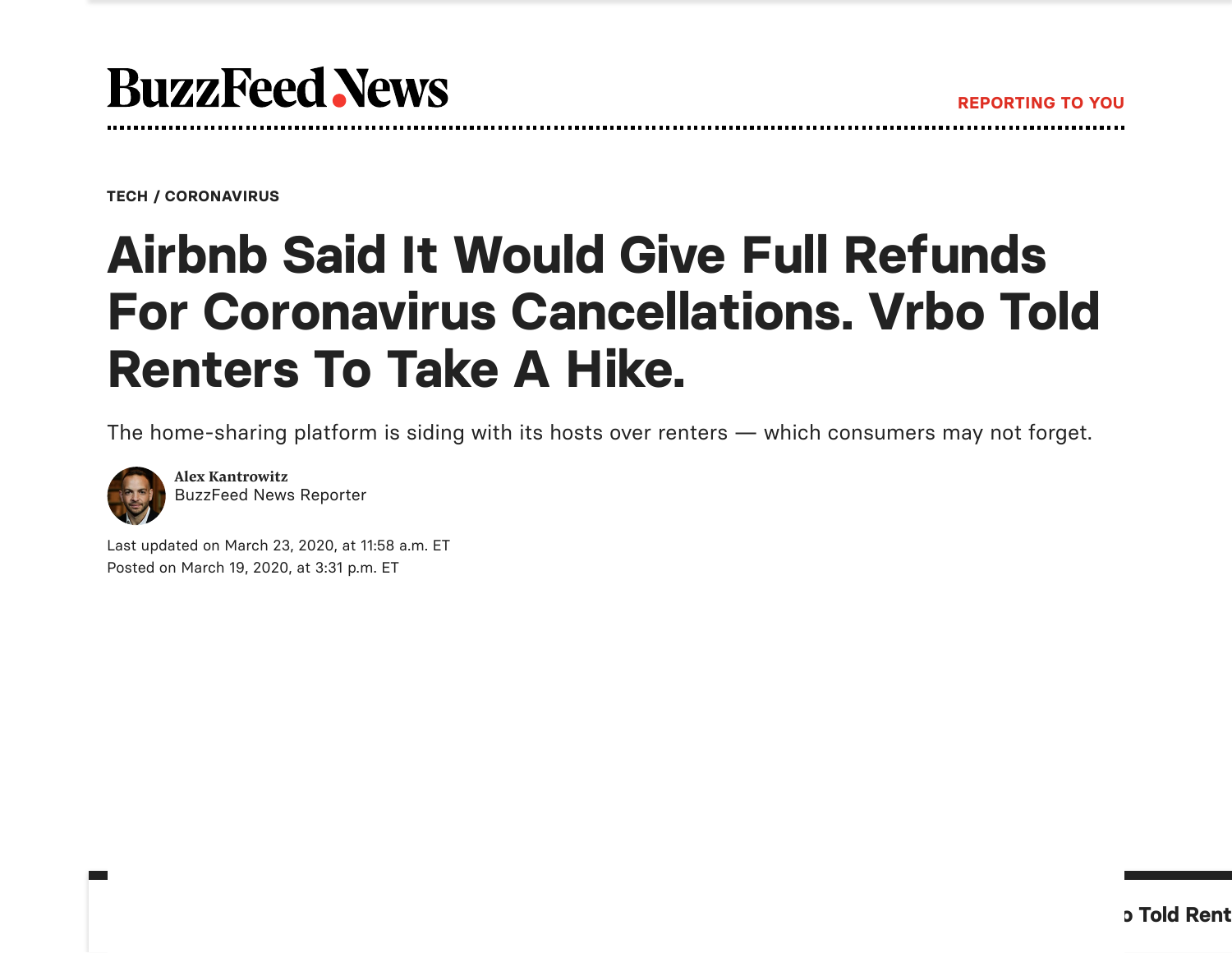BuzzFeed News

REPORTING TO YOU

TECH / CORONAVIRUS

# Airbnb Said It Would Give Full Refunds For Coronavirus Cancellations. Vrbo Told Renters To Take A Hike.

The home-sharing platform is siding with its hosts over renters — which consumers may not forget.

**Alex Kantrowitz**
BuzzFeed News Reporter

Last updated on March 23, 2020, at 11:58 a.m. ET
Posted on March 19, 2020, at 3:31 p.m. ET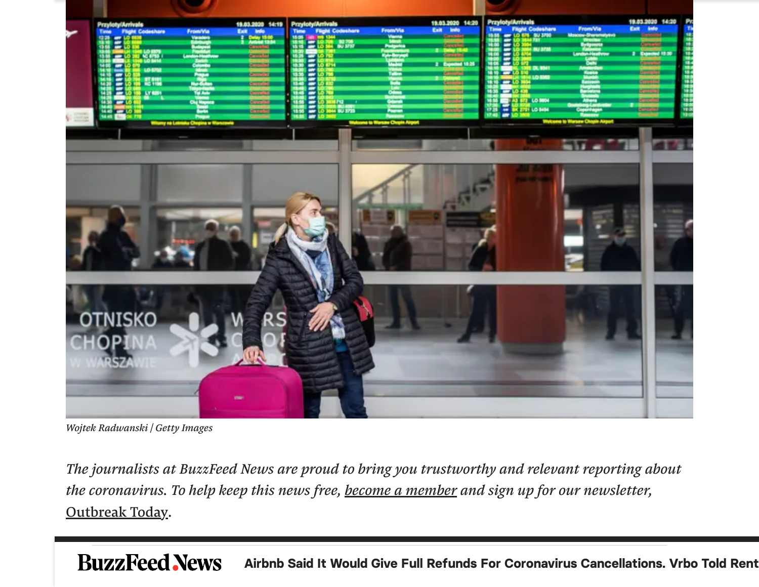Wojtek Radwanski / Getty Images

*The journalists at BuzzFeed News are proud to bring you trustworthy and relevant reporting about the coronavirus. To help keep this news free, become a member and sign up for our newsletter, Outbreak Today.*

**BuzzFeed News** Airbnb Said It Would Give Full Refunds For Coronavirus Cancellations. Vrbo Told Rent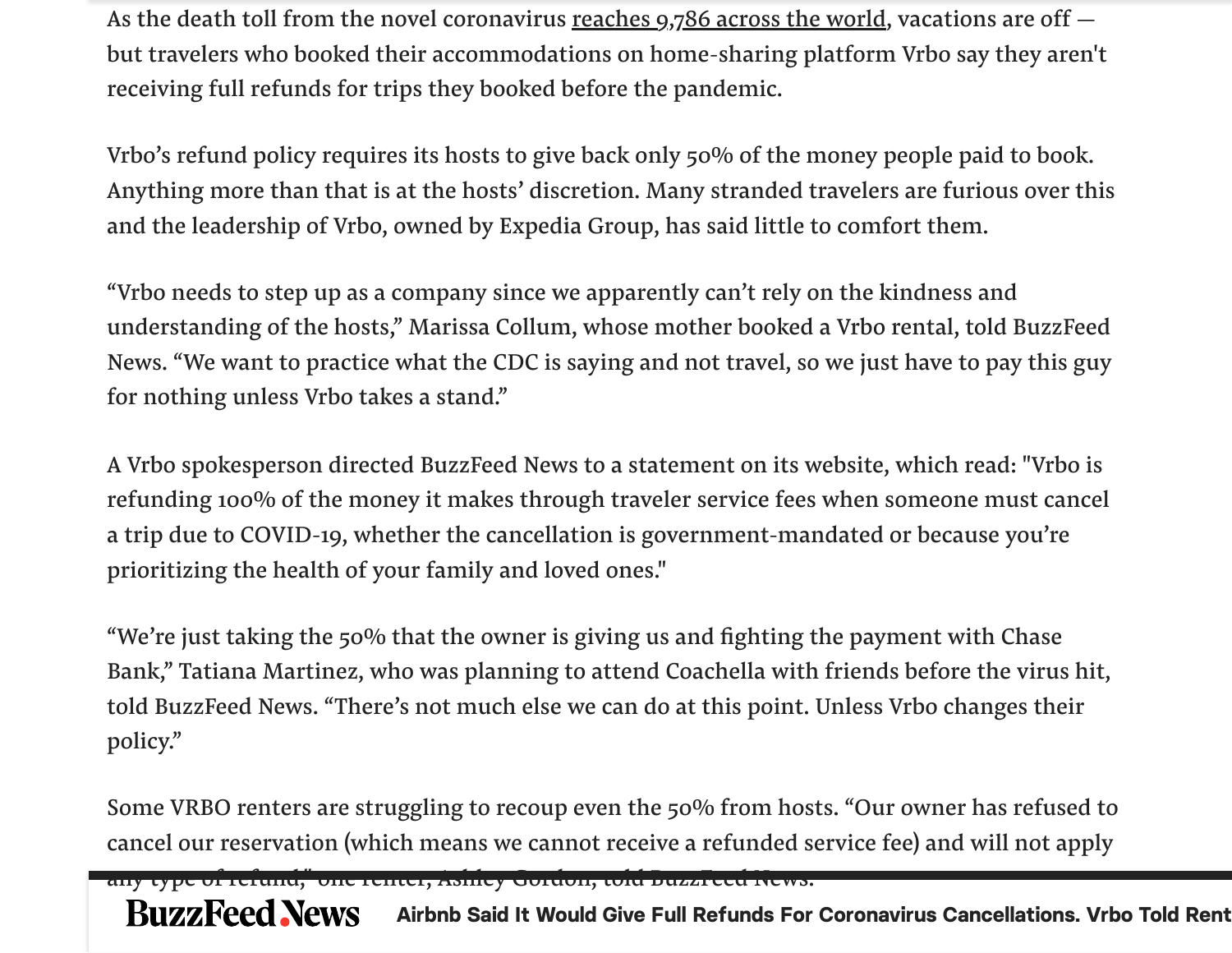As the death toll from the novel coronavirus reaches 9,786 across the world, vacations are off — but travelers who booked their accommodations on home-sharing platform Vrbo say they aren't receiving full refunds for trips they booked before the pandemic.

Vrbo's refund policy requires its hosts to give back only 50% of the money people paid to book. Anything more than that is at the hosts' discretion. Many stranded travelers are furious over this and the leadership of Vrbo, owned by Expedia Group, has said little to comfort them.

"Vrbo needs to step up as a company since we apparently can't rely on the kindness and understanding of the hosts," Marissa Collum, whose mother booked a Vrbo rental, told BuzzFeed News. "We want to practice what the CDC is saying and not travel, so we just have to pay this guy for nothing unless Vrbo takes a stand."

A Vrbo spokesperson directed BuzzFeed News to a statement on its website, which read: "Vrbo is refunding 100% of the money it makes through traveler service fees when someone must cancel a trip due to COVID-19, whether the cancellation is government-mandated or because you're prioritizing the health of your family and loved ones."

"We're just taking the 50% that the owner is giving us and fighting the payment with Chase Bank," Tatiana Martinez, who was planning to attend Coachella with friends before the virus hit, told BuzzFeed News. "There's not much else we can do at this point. Unless Vrbo changes their policy."

Some VRBO renters are struggling to recoup even the 50% from hosts. "Our owner has refused to cancel our reservation (which means we cannot receive a refunded service fee) and will not apply any type of refund," one renter, Ashley Gordon, told BuzzFeed News.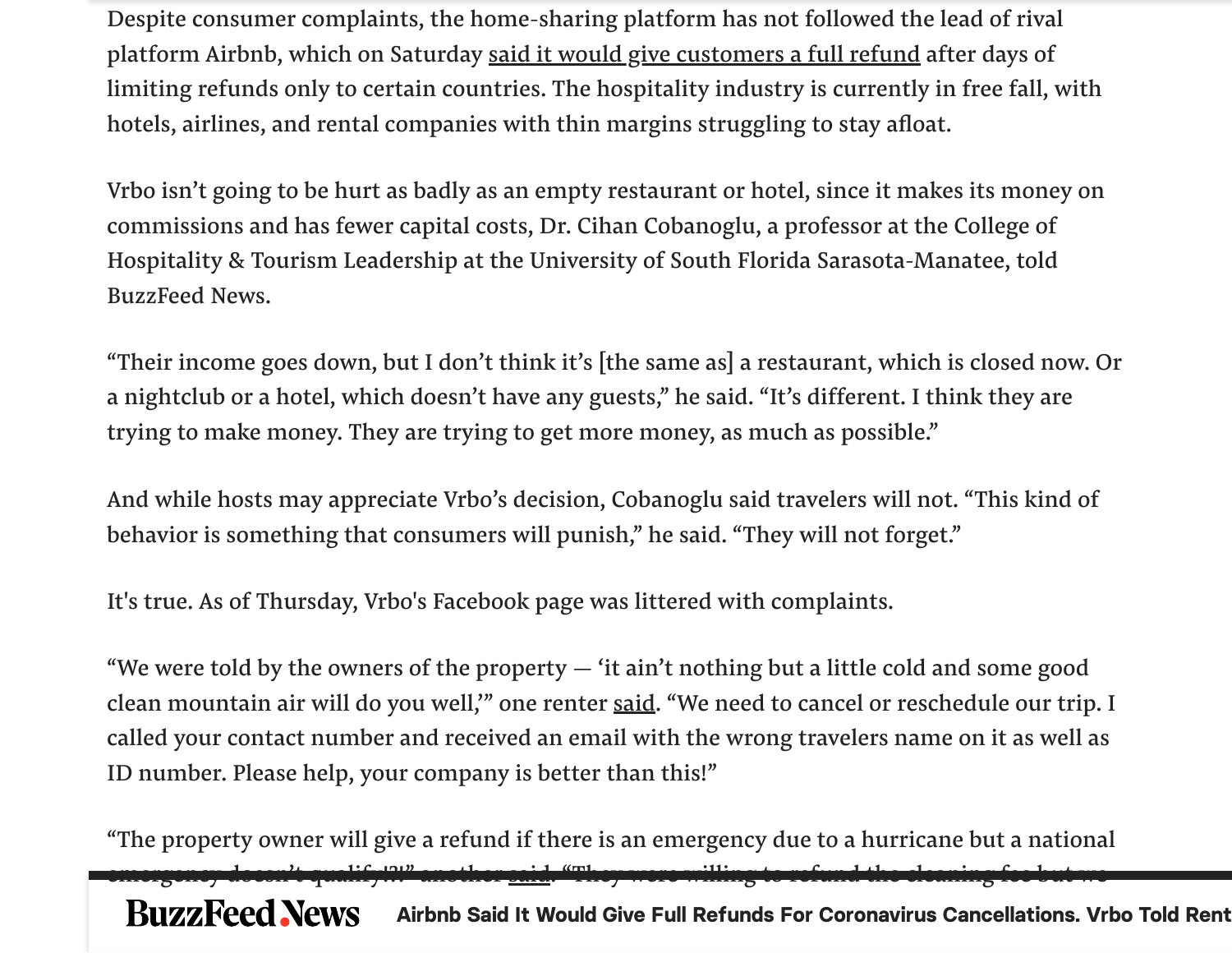Despite consumer complaints, the home-sharing platform has not followed the lead of rival platform Airbnb, which on Saturday said it would give customers a full refund after days of limiting refunds only to certain countries. The hospitality industry is currently in free fall, with hotels, airlines, and rental companies with thin margins struggling to stay afloat.

Vrbo isn't going to be hurt as badly as an empty restaurant or hotel, since it makes its money on commissions and has fewer capital costs, Dr. Cihan Cobanoglu, a professor at the College of Hospitality & Tourism Leadership at the University of South Florida Sarasota-Manatee, told BuzzFeed News.

"Their income goes down, but I don't think it's [the same as] a restaurant, which is closed now. Or a nightclub or a hotel, which doesn't have any guests," he said. "It's different. I think they are trying to make money. They are trying to get more money, as much as possible."

And while hosts may appreciate Vrbo's decision, Cobanoglu said travelers will not. "This kind of behavior is something that consumers will punish," he said. "They will not forget."

It's true. As of Thursday, Vrbo's Facebook page was littered with complaints.

"We were told by the owners of the property — 'it ain't nothing but a little cold and some good clean mountain air will do you well,'" one renter said. "We need to cancel or reschedule our trip. I called your contact number and received an email with the wrong travelers name on it as well as ID number. Please help, your company is better than this!"

"The property owner will give a refund if there is an emergency due to a hurricane but a national emergency doesn't qualify!?!" another said. "They were willing to refund the cleaning fee but we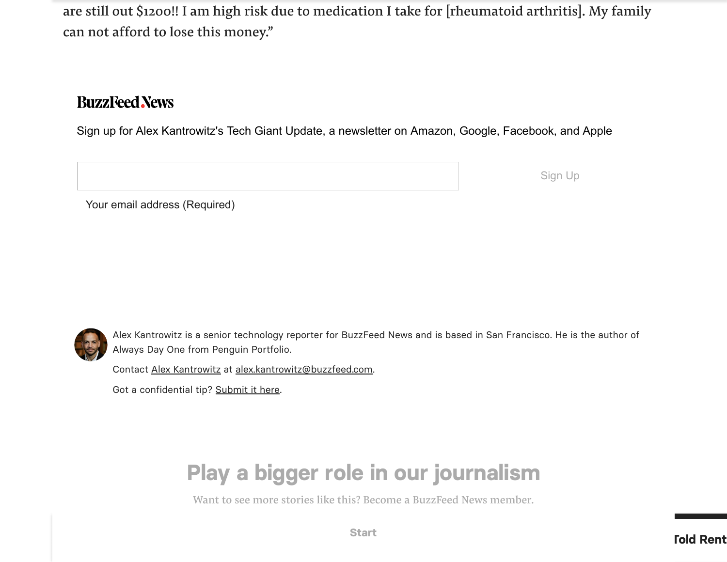are still out $1200!! I am high risk due to medication I take for [rheumatoid arthritis]. My family can not afford to lose this money."

**BuzzFeed News**

Sign up for Alex Kantrowitz's Tech Giant Update, a newsletter on Amazon, Google, Facebook, and Apple

Sign Up

Your email address (Required)

Alex Kantrowitz is a senior technology reporter for BuzzFeed News and is based in San Francisco. He is the author of Always Day One from Penguin Portfolio.

Contact Alex Kantrowitz at alex.kantrowitz@buzzfeed.com.

Got a confidential tip? Submit it here.

## Play a bigger role in our journalism

Want to see more stories like this? Become a BuzzFeed News member.

Start